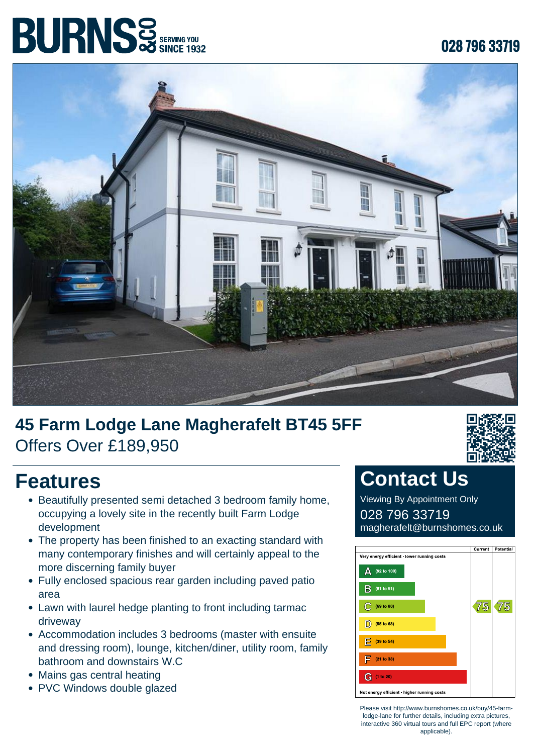BURNS & CO SERVING YOU SINCE 1932

028 796 33719

# 45 Farm Lodge Lane Magherafelt BT45 5FF

Offers Over £189,950

## Features

- Beautifully presented semi detached 3 bedroom family home, occupying a lovely site in the recently built Farm Lodge development
- The property has been finished to an exacting standard with many contemporary finishes and will certainly appeal to the more discerning family buyer
- Fully enclosed spacious rear garden including paved patio area
- Lawn with laurel hedge planting to front including tarmac driveway
- Accommodation includes 3 bedrooms (master with ensuite and dressing room), lounge, kitchen/diner, utility room, family bathroom and downstairs W.C
- Mains gas central heating
- PVC Windows double glazed

## Contact Us

Viewing By Appointment Only

028 796 33719

magherafelt@burnshomes.co.uk

| | Current | Potential |
|---|---|---|
| Very energy efficient - lower running costs | | |
| A (92 to 100) | | |
| B (81 to 91) | | |
| C (69 to 80) | 75 | 75 |
| D (55 to 68) | | |
| E (39 to 54) | | |
| F (21 to 38) | | |
| G (1 to 20) | | |
| Not energy efficient - higher running costs | | |

Please visit http://www.burnshomes.co.uk/buy/45-farm-lodge-lane for further details, including extra pictures, interactive 360 virtual tours and full EPC report (where applicable).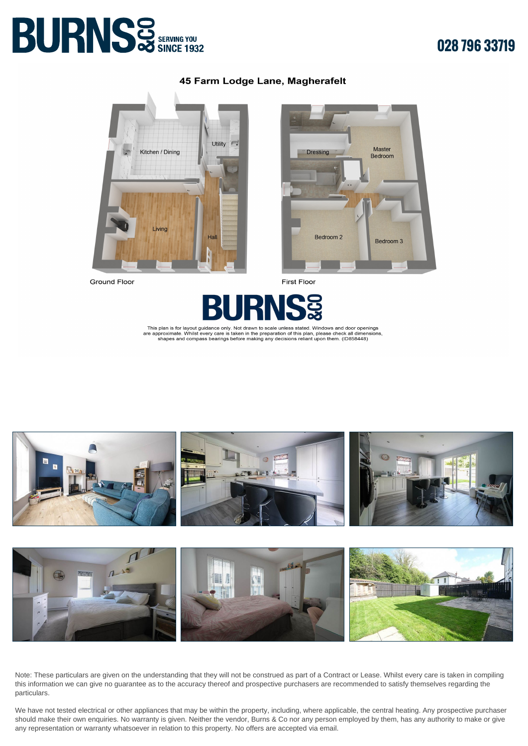BURNS &CO SERVING YOU SINCE 1932

028 796 33719

## 45 Farm Lodge Lane, Magherafelt

Kitchen / Dining
Utility
Living
Hall

Ground Floor

Dressing
Master Bedroom
Bedroom 2
Bedroom 3

First Floor

BURNS &CO

This plan is for layout guidance only. Not drawn to scale unless stated. Windows and door openings are approximate. Whilst every care is taken in the preparation of this plan, please check all dimensions, shapes and compass bearings before making any decisions reliant upon them. (ID858448)

Note: These particulars are given on the understanding that they will not be construed as part of a Contract or Lease. Whilst every care is taken in compiling this information we can give no guarantee as to the accuracy thereof and prospective purchasers are recommended to satisfy themselves regarding the particulars.

We have not tested electrical or other appliances that may be within the property, including, where applicable, the central heating. Any prospective purchaser should make their own enquiries. No warranty is given. Neither the vendor, Burns & Co nor any person employed by them, has any authority to make or give any representation or warranty whatsoever in relation to this property. No offers are accepted via email.